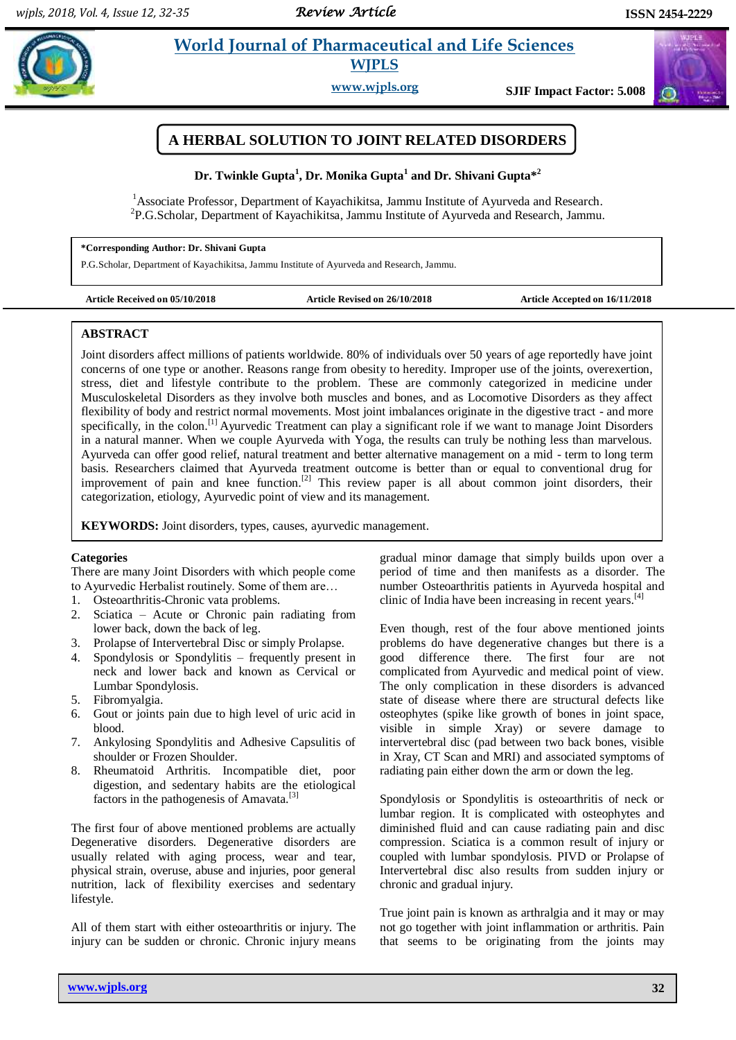# A HERBAL SOLUTION TO JOINT RELATED DISORDERS

**Dr. Twinkle Gupta[1], Dr. Monika Gupta[1] and Dr. Shivani Gupta*[2]**

[1]Associate Professor, Department of Kayachikitsa, Jammu Institute of Ayurveda and Research.
[2]P.G.Scholar, Department of Kayachikitsa, Jammu Institute of Ayurveda and Research, Jammu.

**\*Corresponding Author: Dr. Shivani Gupta**
P.G.Scholar, Department of Kayachikitsa, Jammu Institute of Ayurveda and Research, Jammu.

**Article Received on 05/10/2018** **Article Revised on 26/10/2018** **Article Accepted on 16/11/2018**

## ABSTRACT

Joint disorders affect millions of patients worldwide. 80% of individuals over 50 years of age reportedly have joint concerns of one type or another. Reasons range from obesity to heredity. Improper use of the joints, overexertion, stress, diet and lifestyle contribute to the problem. These are commonly categorized in medicine under Musculoskeletal Disorders as they involve both muscles and bones, and as Locomotive Disorders as they affect flexibility of body and restrict normal movements. Most joint imbalances originate in the digestive tract - and more specifically, in the colon.[1] Ayurvedic Treatment can play a significant role if we want to manage Joint Disorders in a natural manner. When we couple Ayurveda with Yoga, the results can truly be nothing less than marvelous. Ayurveda can offer good relief, natural treatment and better alternative management on a mid - term to long term basis. Researchers claimed that Ayurveda treatment outcome is better than or equal to conventional drug for improvement of pain and knee function.[2] This review paper is all about common joint disorders, their categorization, etiology, Ayurvedic point of view and its management.

**KEYWORDS:** Joint disorders, types, causes, ayurvedic management.

### Categories

There are many Joint Disorders with which people come to Ayurvedic Herbalist routinely. Some of them are…

1. Osteoarthritis-Chronic vata problems.
2. Sciatica – Acute or Chronic pain radiating from lower back, down the back of leg.
3. Prolapse of Intervertebral Disc or simply Prolapse.
4. Spondylosis or Spondylitis – frequently present in neck and lower back and known as Cervical or Lumbar Spondylosis.
5. Fibromyalgia.
6. Gout or joints pain due to high level of uric acid in blood.
7. Ankylosing Spondylitis and Adhesive Capsulitis of shoulder or Frozen Shoulder.
8. Rheumatoid Arthritis. Incompatible diet, poor digestion, and sedentary habits are the etiological factors in the pathogenesis of Amavata.[3]

The first four of above mentioned problems are actually Degenerative disorders. Degenerative disorders are usually related with aging process, wear and tear, physical strain, overuse, abuse and injuries, poor general nutrition, lack of flexibility exercises and sedentary lifestyle.

All of them start with either osteoarthritis or injury. The injury can be sudden or chronic. Chronic injury means gradual minor damage that simply builds upon over a period of time and then manifests as a disorder. The number Osteoarthritis patients in Ayurveda hospital and clinic of India have been increasing in recent years.[4]

Even though, rest of the four above mentioned joints problems do have degenerative changes but there is a good difference there. The first four are not complicated from Ayurvedic and medical point of view. The only complication in these disorders is advanced state of disease where there are structural defects like osteophytes (spike like growth of bones in joint space, visible in simple Xray) or severe damage to intervertebral disc (pad between two back bones, visible in Xray, CT Scan and MRI) and associated symptoms of radiating pain either down the arm or down the leg.

Spondylosis or Spondylitis is osteoarthritis of neck or lumbar region. It is complicated with osteophytes and diminished fluid and can cause radiating pain and disc compression. Sciatica is a common result of injury or coupled with lumbar spondylosis. PIVD or Prolapse of Intervertebral disc also results from sudden injury or chronic and gradual injury.

True joint pain is known as arthralgia and it may or may not go together with joint inflammation or arthritis. Pain that seems to be originating from the joints may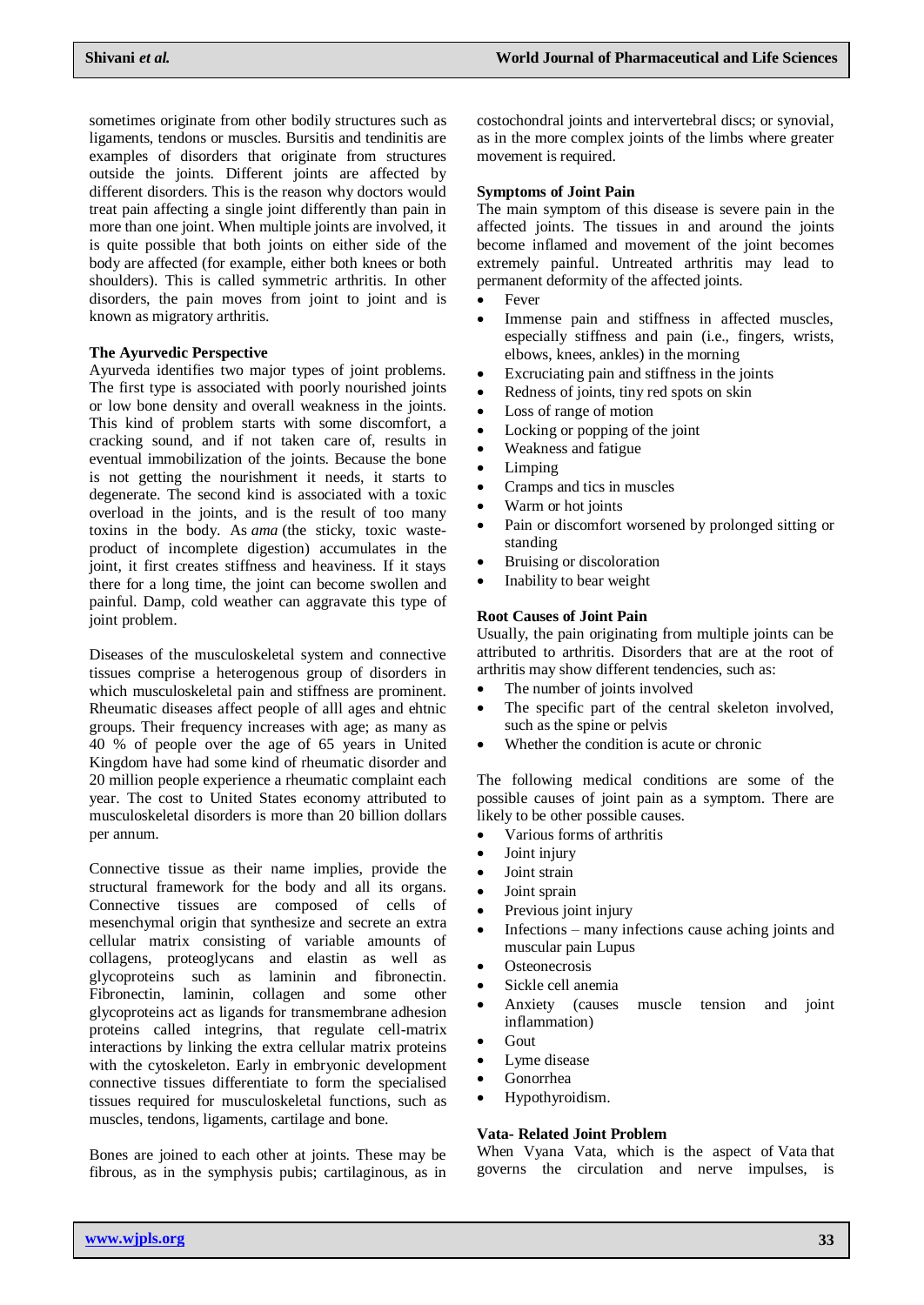sometimes originate from other bodily structures such as ligaments, tendons or muscles. Bursitis and tendinitis are examples of disorders that originate from structures outside the joints. Different joints are affected by different disorders. This is the reason why doctors would treat pain affecting a single joint differently than pain in more than one joint. When multiple joints are involved, it is quite possible that both joints on either side of the body are affected (for example, either both knees or both shoulders). This is called symmetric arthritis. In other disorders, the pain moves from joint to joint and is known as migratory arthritis.

**The Ayurvedic Perspective**

Ayurveda identifies two major types of joint problems. The first type is associated with poorly nourished joints or low bone density and overall weakness in the joints. This kind of problem starts with some discomfort, a cracking sound, and if not taken care of, results in eventual immobilization of the joints. Because the bone is not getting the nourishment it needs, it starts to degenerate. The second kind is associated with a toxic overload in the joints, and is the result of too many toxins in the body. As *ama* (the sticky, toxic waste-product of incomplete digestion) accumulates in the joint, it first creates stiffness and heaviness. If it stays there for a long time, the joint can become swollen and painful. Damp, cold weather can aggravate this type of joint problem.

Diseases of the musculoskeletal system and connective tissues comprise a heterogenous group of disorders in which musculoskeletal pain and stiffness are prominent. Rheumatic diseases affect people of alll ages and ehtnic groups. Their frequency increases with age; as many as 40 % of people over the age of 65 years in United Kingdom have had some kind of rheumatic disorder and 20 million people experience a rheumatic complaint each year. The cost to United States economy attributed to musculoskeletal disorders is more than 20 billion dollars per annum.

Connective tissue as their name implies, provide the structural framework for the body and all its organs. Connective tissues are composed of cells of mesenchymal origin that synthesize and secrete an extra cellular matrix consisting of variable amounts of collagens, proteoglycans and elastin as well as glycoproteins such as laminin and fibronectin. Fibronectin, laminin, collagen and some other glycoproteins act as ligands for transmembrane adhesion proteins called integrins, that regulate cell-matrix interactions by linking the extra cellular matrix proteins with the cytoskeleton. Early in embryonic development connective tissues differentiate to form the specialised tissues required for musculoskeletal functions, such as muscles, tendons, ligaments, cartilage and bone.

Bones are joined to each other at joints. These may be fibrous, as in the symphysis pubis; cartilaginous, as in costochondral joints and intervertebral discs; or synovial, as in the more complex joints of the limbs where greater movement is required.

**Symptoms of Joint Pain**

The main symptom of this disease is severe pain in the affected joints. The tissues in and around the joints become inflamed and movement of the joint becomes extremely painful. Untreated arthritis may lead to permanent deformity of the affected joints.

- Fever
- Immense pain and stiffness in affected muscles, especially stiffness and pain (i.e., fingers, wrists, elbows, knees, ankles) in the morning
- Excruciating pain and stiffness in the joints
- Redness of joints, tiny red spots on skin
- Loss of range of motion
- Locking or popping of the joint
- Weakness and fatigue
- Limping
- Cramps and tics in muscles
- Warm or hot joints
- Pain or discomfort worsened by prolonged sitting or standing
- Bruising or discoloration
- Inability to bear weight

**Root Causes of Joint Pain**

Usually, the pain originating from multiple joints can be attributed to arthritis. Disorders that are at the root of arthritis may show different tendencies, such as:

- The number of joints involved
- The specific part of the central skeleton involved, such as the spine or pelvis
- Whether the condition is acute or chronic

The following medical conditions are some of the possible causes of joint pain as a symptom. There are likely to be other possible causes.

- Various forms of arthritis
- Joint injury
- Joint strain
- Joint sprain
- Previous joint injury
- Infections – many infections cause aching joints and muscular pain Lupus
- Osteonecrosis
- Sickle cell anemia
- Anxiety (causes muscle tension and joint inflammation)
- Gout
- Lyme disease
- Gonorrhea
- Hypothyroidism.

**Vata- Related Joint Problem**

When Vyana Vata, which is the aspect of Vata that governs the circulation and nerve impulses, is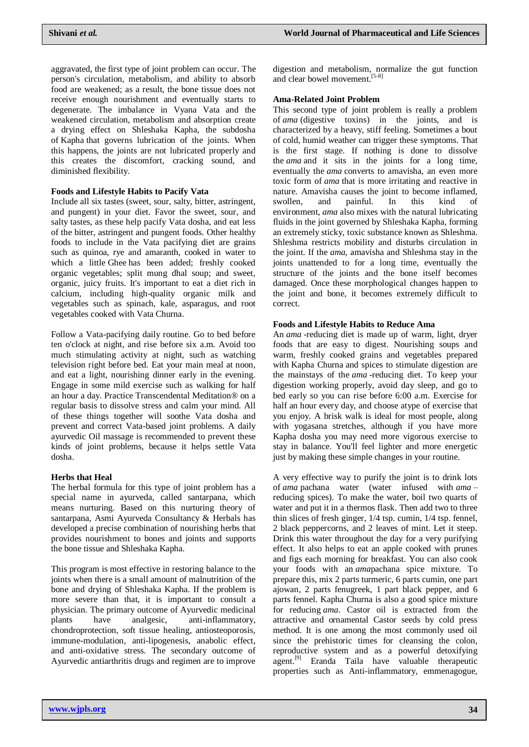aggravated, the first type of joint problem can occur. The person's circulation, metabolism, and ability to absorb food are weakened; as a result, the bone tissue does not receive enough nourishment and eventually starts to degenerate. The imbalance in Vyana Vata and the weakened circulation, metabolism and absorption create a drying effect on Shleshaka Kapha, the subdosha of Kapha that governs lubrication of the joints. When this happens, the joints are not lubricated properly and this creates the discomfort, cracking sound, and diminished flexibility.

**Foods and Lifestyle Habits to Pacify Vata**

Include all six tastes (sweet, sour, salty, bitter, astringent, and pungent) in your diet. Favor the sweet, sour, and salty tastes, as these help pacify Vata dosha, and eat less of the bitter, astringent and pungent foods. Other healthy foods to include in the Vata pacifying diet are grains such as quinoa, rye and amaranth, cooked in water to which a little Ghee has been added; freshly cooked organic vegetables; split mung dhal soup; and sweet, organic, juicy fruits. It's important to eat a diet rich in calcium, including high-quality organic milk and vegetables such as spinach, kale, asparagus, and root vegetables cooked with Vata Churna.

Follow a Vata-pacifying daily routine. Go to bed before ten o'clock at night, and rise before six a.m. Avoid too much stimulating activity at night, such as watching television right before bed. Eat your main meal at noon, and eat a light, nourishing dinner early in the evening. Engage in some mild exercise such as walking for half an hour a day. Practice Transcendental Meditation® on a regular basis to dissolve stress and calm your mind. All of these things together will soothe Vata dosha and prevent and correct Vata-based joint problems. A daily ayurvedic Oil massage is recommended to prevent these kinds of joint problems, because it helps settle Vata dosha.

**Herbs that Heal**

The herbal formula for this type of joint problem has a special name in ayurveda, called santarpana, which means nurturing. Based on this nurturing theory of santarpana, Asmi Ayurveda Consultancy & Herbals has developed a precise combination of nourishing herbs that provides nourishment to bones and joints and supports the bone tissue and Shleshaka Kapha.

This program is most effective in restoring balance to the joints when there is a small amount of malnutrition of the bone and drying of Shleshaka Kapha. If the problem is more severe than that, it is important to consult a physician. The primary outcome of Ayurvedic medicinal plants have analgesic, anti-inflammatory, chondroprotection, soft tissue healing, antiosteoporosis, immune-modulation, anti-lipogenesis, anabolic effect, and anti-oxidative stress. The secondary outcome of Ayurvedic antiarthritis drugs and regimen are to improve digestion and metabolism, normalize the gut function and clear bowel movement.[5-8]

**Ama-Related Joint Problem**

This second type of joint problem is really a problem of *ama* (digestive toxins) in the joints, and is characterized by a heavy, stiff feeling. Sometimes a bout of cold, humid weather can trigger these symptoms. That is the first stage. If nothing is done to dissolve the *ama* and it sits in the joints for a long time, eventually the *ama* converts to amavisha, an even more toxic form of *ama* that is more irritating and reactive in nature. Amavisha causes the joint to become inflamed, swollen, and painful. In this kind of environment, *ama* also mixes with the natural lubricating fluids in the joint governed by Shleshaka Kapha, forming an extremely sticky, toxic substance known as Shleshma. Shleshma restricts mobility and disturbs circulation in the joint. If the *ama*, amavisha and Shleshma stay in the joints unattended to for a long time, eventually the structure of the joints and the bone itself becomes damaged. Once these morphological changes happen to the joint and bone, it becomes extremely difficult to correct.

**Foods and Lifestyle Habits to Reduce Ama**

An *ama* -reducing diet is made up of warm, light, dryer foods that are easy to digest. Nourishing soups and warm, freshly cooked grains and vegetables prepared with Kapha Churna and spices to stimulate digestion are the mainstays of the *ama* -reducing diet. To keep your digestion working properly, avoid day sleep, and go to bed early so you can rise before 6:00 a.m. Exercise for half an hour every day, and choose atype of exercise that you enjoy. A brisk walk is ideal for most people, along with yogasana stretches, although if you have more Kapha dosha you may need more vigorous exercise to stay in balance. You'll feel lighter and more energetic just by making these simple changes in your routine.

A very effective way to purify the joint is to drink lots of *ama* pachana water (water infused with *ama* – reducing spices). To make the water, boil two quarts of water and put it in a thermos flask. Then add two to three thin slices of fresh ginger, 1/4 tsp. cumin, 1/4 tsp. fennel, 2 black peppercorns, and 2 leaves of mint. Let it steep. Drink this water throughout the day for a very purifying effect. It also helps to eat an apple cooked with prunes and figs each morning for breakfast. You can also cook your foods with an *ama*pachana spice mixture. To prepare this, mix 2 parts turmeric, 6 parts cumin, one part ajowan, 2 parts fenugreek, 1 part black pepper, and 6 parts fennel. Kapha Churna is also a good spice mixture for reducing *ama*. Castor oil is extracted from the attractive and ornamental Castor seeds by cold press method. It is one among the most commonly used oil since the prehistoric times for cleansing the colon, reproductive system and as a powerful detoxifying agent.[9] Eranda Taila have valuable therapeutic properties such as Anti-inflammatory, emmenagogue,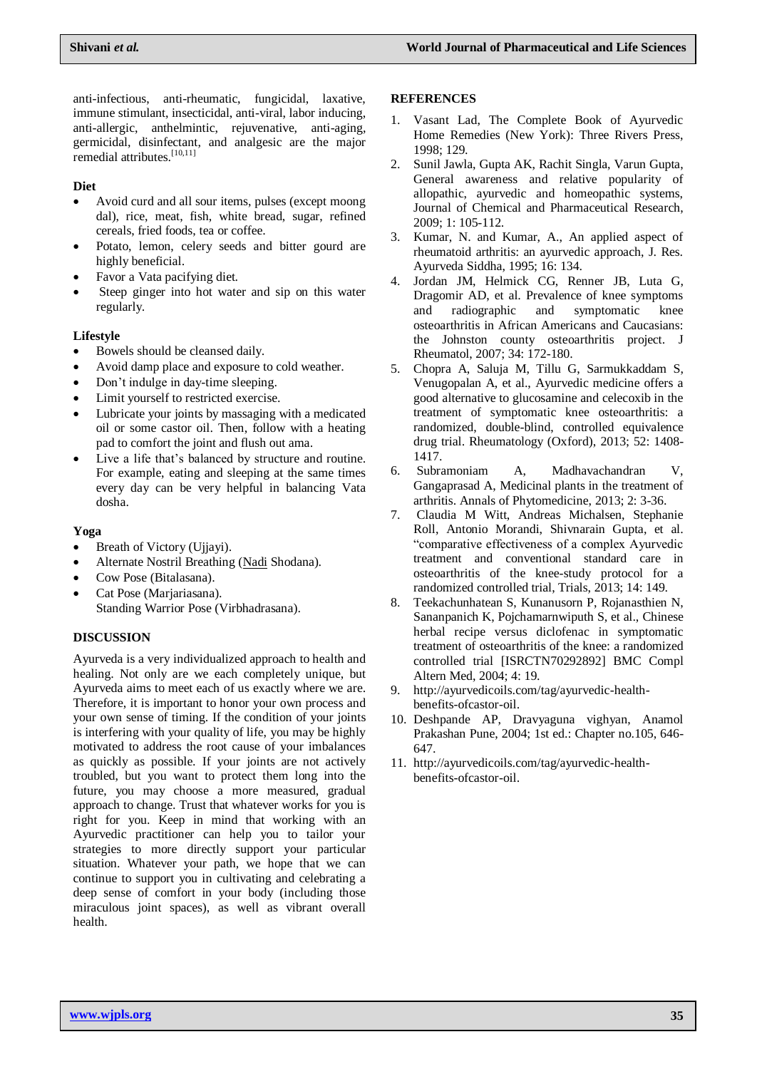anti-infectious, anti-rheumatic, fungicidal, laxative, immune stimulant, insecticidal, anti-viral, labor inducing, anti-allergic, anthelmintic, rejuvenative, anti-aging, germicidal, disinfectant, and analgesic are the major remedial attributes.[10,11]

**Diet**

- Avoid curd and all sour items, pulses (except moong dal), rice, meat, fish, white bread, sugar, refined cereals, fried foods, tea or coffee.
- Potato, lemon, celery seeds and bitter gourd are highly beneficial.
- Favor a Vata pacifying diet.
- Steep ginger into hot water and sip on this water regularly.

**Lifestyle**

- Bowels should be cleansed daily.
- Avoid damp place and exposure to cold weather.
- Don't indulge in day-time sleeping.
- Limit yourself to restricted exercise.
- Lubricate your joints by massaging with a medicated oil or some castor oil. Then, follow with a heating pad to comfort the joint and flush out ama.
- Live a life that's balanced by structure and routine. For example, eating and sleeping at the same times every day can be very helpful in balancing Vata dosha.

**Yoga**

- Breath of Victory (Ujjayi).
- Alternate Nostril Breathing (Nadi Shodana).
- Cow Pose (Bitalasana).
- Cat Pose (Marjariasana).
  Standing Warrior Pose (Virbhadrasana).

## DISCUSSION

Ayurveda is a very individualized approach to health and healing. Not only are we each completely unique, but Ayurveda aims to meet each of us exactly where we are. Therefore, it is important to honor your own process and your own sense of timing. If the condition of your joints is interfering with your quality of life, you may be highly motivated to address the root cause of your imbalances as quickly as possible. If your joints are not actively troubled, but you want to protect them long into the future, you may choose a more measured, gradual approach to change. Trust that whatever works for you is right for you. Keep in mind that working with an Ayurvedic practitioner can help you to tailor your strategies to more directly support your particular situation. Whatever your path, we hope that we can continue to support you in cultivating and celebrating a deep sense of comfort in your body (including those miraculous joint spaces), as well as vibrant overall health.

## REFERENCES

1. Vasant Lad, The Complete Book of Ayurvedic Home Remedies (New York): Three Rivers Press, 1998; 129.
2. Sunil Jawla, Gupta AK, Rachit Singla, Varun Gupta, General awareness and relative popularity of allopathic, ayurvedic and homeopathic systems, Journal of Chemical and Pharmaceutical Research, 2009; 1: 105-112.
3. Kumar, N. and Kumar, A., An applied aspect of rheumatoid arthritis: an ayurvedic approach, J. Res. Ayurveda Siddha, 1995; 16: 134.
4. Jordan JM, Helmick CG, Renner JB, Luta G, Dragomir AD, et al. Prevalence of knee symptoms and radiographic and symptomatic knee osteoarthritis in African Americans and Caucasians: the Johnston county osteoarthritis project. J Rheumatol, 2007; 34: 172-180.
5. Chopra A, Saluja M, Tillu G, Sarmukkaddam S, Venugopalan A, et al., Ayurvedic medicine offers a good alternative to glucosamine and celecoxib in the treatment of symptomatic knee osteoarthritis: a randomized, double-blind, controlled equivalence drug trial. Rheumatology (Oxford), 2013; 52: 1408-1417.
6. Subramoniam A, Madhavachandran V, Gangaprasad A, Medicinal plants in the treatment of arthritis. Annals of Phytomedicine, 2013; 2: 3-36.
7. Claudia M Witt, Andreas Michalsen, Stephanie Roll, Antonio Morandi, Shivnarain Gupta, et al. "comparative effectiveness of a complex Ayurvedic treatment and conventional standard care in osteoarthritis of the knee-study protocol for a randomized controlled trial, Trials, 2013; 14: 149.
8. Teekachunhatean S, Kunanusorn P, Rojanasthien N, Sananpanich K, Pojchamarnwiputh S, et al., Chinese herbal recipe versus diclofenac in symptomatic treatment of osteoarthritis of the knee: a randomized controlled trial [ISRCTN70292892] BMC Compl Altern Med, 2004; 4: 19.
9. http://ayurvedicoils.com/tag/ayurvedic-health-benefits-ofcastor-oil.
10. Deshpande AP, Dravyaguna vighyan, Anamol Prakashan Pune, 2004; 1st ed.: Chapter no.105, 646-647.
11. http://ayurvedicoils.com/tag/ayurvedic-health-benefits-ofcastor-oil.